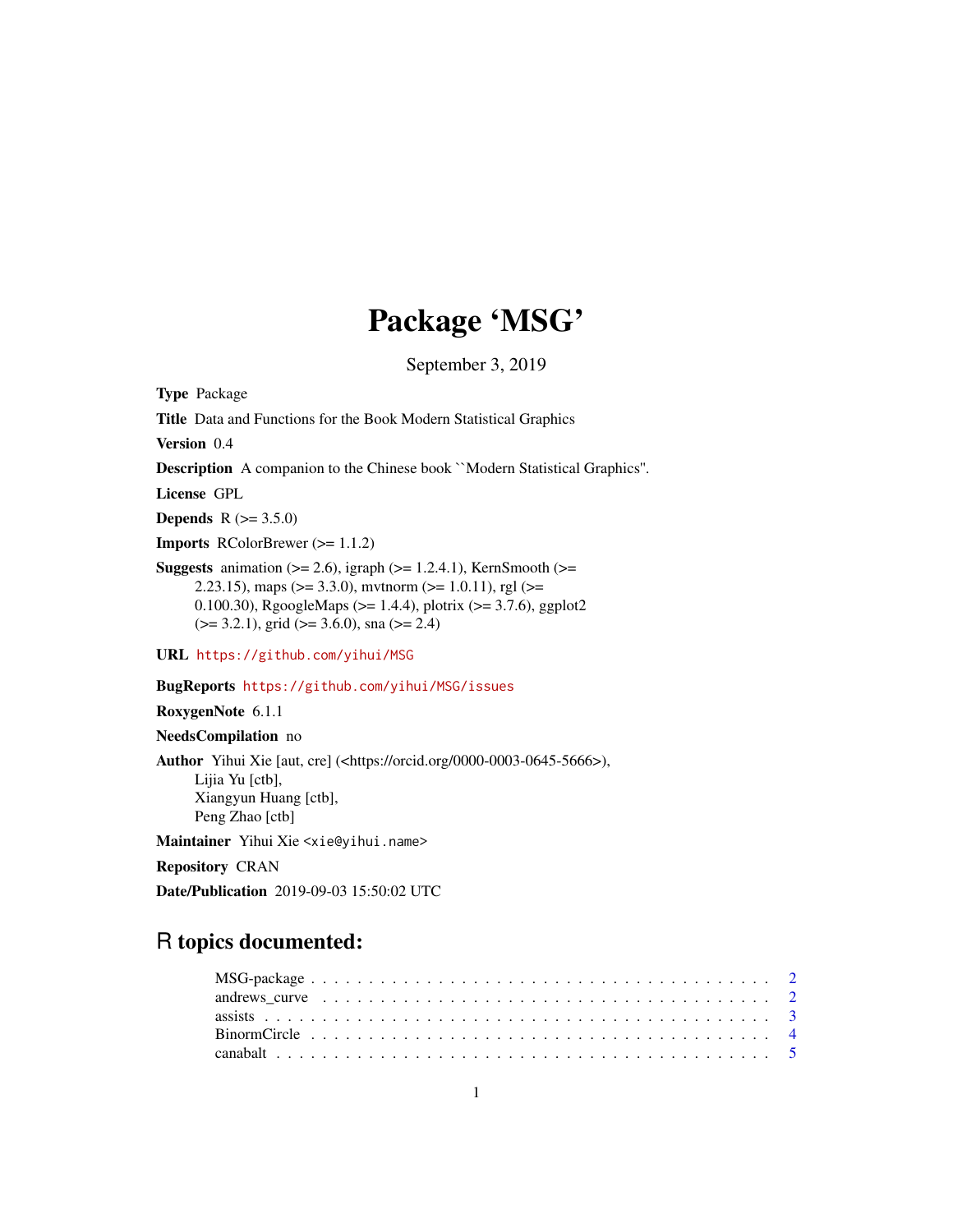# Package 'MSG'

September 3, 2019

**Type** Package

**Title** Data and Functions for the Book Modern Statistical Graphics

**Version** 0.4

**Description** A companion to the Chinese book ``Modern Statistical Graphics''.

**License** GPL

**Depends** R (>= 3.5.0)

**Imports** RColorBrewer (>= 1.1.2)

**Suggests** animation (>= 2.6), igraph (>= 1.2.4.1), KernSmooth (>= 2.23.15), maps (>= 3.3.0), mvtnorm (>= 1.0.11), rgl (>= 0.100.30), RgoogleMaps (>= 1.4.4), plotrix (>= 3.7.6), ggplot2 (>= 3.2.1), grid (>= 3.6.0), sna (>= 2.4)

**URL** https://github.com/yihui/MSG

**BugReports** https://github.com/yihui/MSG/issues

**RoxygenNote** 6.1.1

**NeedsCompilation** no

**Author** Yihui Xie [aut, cre] (<https://orcid.org/0000-0003-0645-5666>),
Lijia Yu [ctb],
Xiangyun Huang [ctb],
Peng Zhao [ctb]

**Maintainer** Yihui Xie <xie@yihui.name>

**Repository** CRAN

**Date/Publication** 2019-09-03 15:50:02 UTC

## R topics documented:

MSG-package . . . . . . . . . . . . . . . . . . . . . . . . . . . . . . . . . . . . . . . 2
andrews_curve . . . . . . . . . . . . . . . . . . . . . . . . . . . . . . . . . . . . . . 2
assists . . . . . . . . . . . . . . . . . . . . . . . . . . . . . . . . . . . . . . . . . . 3
BinormCircle . . . . . . . . . . . . . . . . . . . . . . . . . . . . . . . . . . . . . . . 4
canabalt . . . . . . . . . . . . . . . . . . . . . . . . . . . . . . . . . . . . . . . . . 5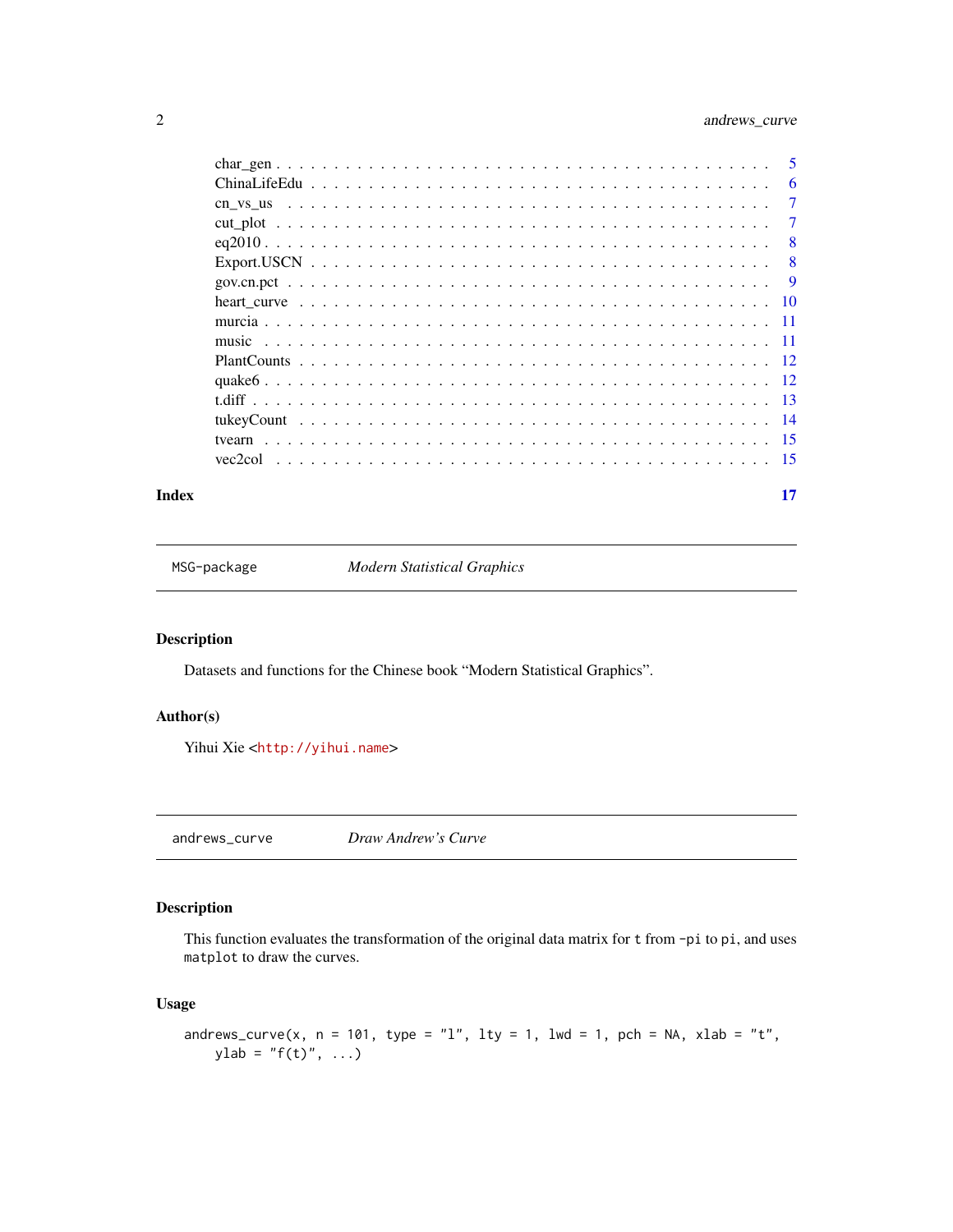char_gen . . . . . . . . . . . . . . . . . . . . . . . . . . . . . . . . . . . . . . 5
ChinaLifeEdu . . . . . . . . . . . . . . . . . . . . . . . . . . . . . . . . . . . 6
cn_vs_us . . . . . . . . . . . . . . . . . . . . . . . . . . . . . . . . . . . . . . 7
cut_plot . . . . . . . . . . . . . . . . . . . . . . . . . . . . . . . . . . . . . . 7
eq2010 . . . . . . . . . . . . . . . . . . . . . . . . . . . . . . . . . . . . . . . 8
Export.USCN . . . . . . . . . . . . . . . . . . . . . . . . . . . . . . . . . . . . 8
gov.cn.pct . . . . . . . . . . . . . . . . . . . . . . . . . . . . . . . . . . . . . 9
heart_curve . . . . . . . . . . . . . . . . . . . . . . . . . . . . . . . . . . . . 10
murcia . . . . . . . . . . . . . . . . . . . . . . . . . . . . . . . . . . . . . . . 11
music . . . . . . . . . . . . . . . . . . . . . . . . . . . . . . . . . . . . . . . . 11
PlantCounts . . . . . . . . . . . . . . . . . . . . . . . . . . . . . . . . . . . . 12
quake6 . . . . . . . . . . . . . . . . . . . . . . . . . . . . . . . . . . . . . . . 12
t.diff . . . . . . . . . . . . . . . . . . . . . . . . . . . . . . . . . . . . . . . . 13
tukeyCount . . . . . . . . . . . . . . . . . . . . . . . . . . . . . . . . . . . . . 14
tvearn . . . . . . . . . . . . . . . . . . . . . . . . . . . . . . . . . . . . . . . . 15
vec2col . . . . . . . . . . . . . . . . . . . . . . . . . . . . . . . . . . . . . . . 15

**Index** **17**

---

`MSG-package` *Modern Statistical Graphics*

---

### Description

Datasets and functions for the Chinese book “Modern Statistical Graphics”.

### Author(s)

Yihui Xie <http://yihui.name>

---

`andrews_curve` *Draw Andrew’s Curve*

---

### Description

This function evaluates the transformation of the original data matrix for `t` from `-pi` to `pi`, and uses `matplot` to draw the curves.

### Usage

```
andrews_curve(x, n = 101, type = "l", lty = 1, lwd = 1, pch = NA, xlab = "t",
    ylab = "f(t)", ...)
```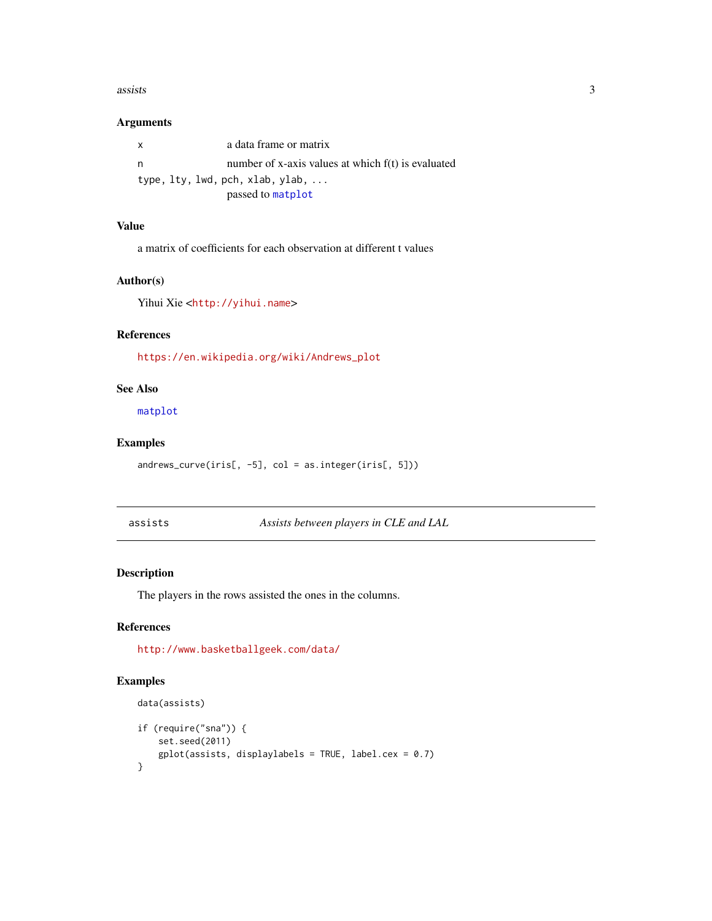## Arguments

- `x` — a data frame or matrix
- `n` — number of x-axis values at which f(t) is evaluated
- `type, lty, lwd, pch, xlab, ylab, ...` — passed to `matplot`

## Value

a matrix of coefficients for each observation at different t values

## Author(s)

Yihui Xie <http://yihui.name>

## References

https://en.wikipedia.org/wiki/Andrews_plot

## See Also

`matplot`

## Examples

```
andrews_curve(iris[, -5], col = as.integer(iris[, 5]))
```

---

# assists — *Assists between players in CLE and LAL*

## Description

The players in the rows assisted the ones in the columns.

## References

http://www.basketballgeek.com/data/

## Examples

```
data(assists)

if (require("sna")) {
    set.seed(2011)
    gplot(assists, displaylabels = TRUE, label.cex = 0.7)
}
```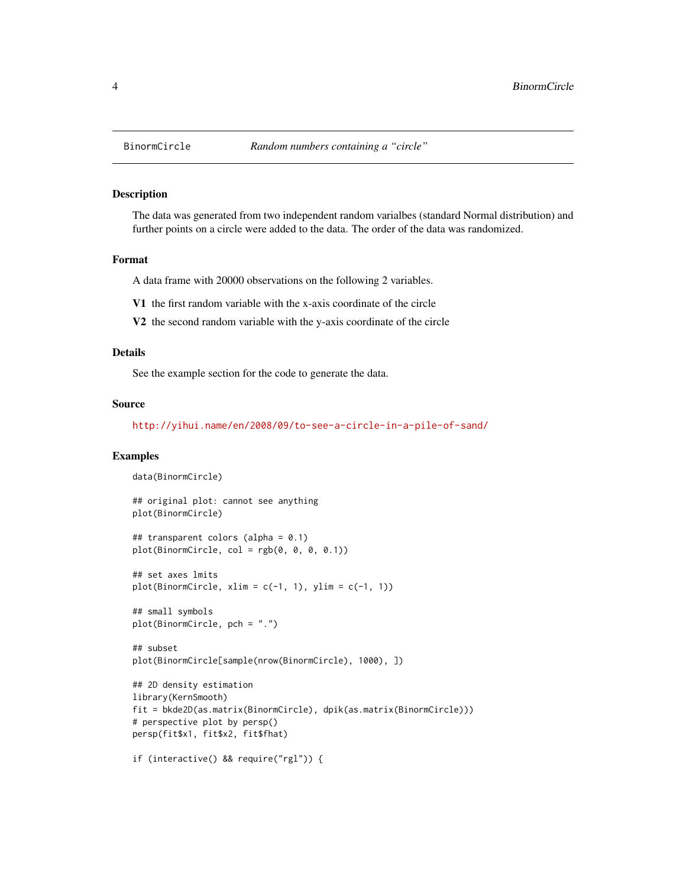# BinormCircle *Random numbers containing a "circle"*

## Description

The data was generated from two independent random varialbes (standard Normal distribution) and further points on a circle were added to the data. The order of the data was randomized.

## Format

A data frame with 20000 observations on the following 2 variables.

**V1** the first random variable with the x-axis coordinate of the circle

**V2** the second random variable with the y-axis coordinate of the circle

## Details

See the example section for the code to generate the data.

## Source

http://yihui.name/en/2008/09/to-see-a-circle-in-a-pile-of-sand/

## Examples

```
data(BinormCircle)

## original plot: cannot see anything
plot(BinormCircle)

## transparent colors (alpha = 0.1)
plot(BinormCircle, col = rgb(0, 0, 0, 0.1))

## set axes lmits
plot(BinormCircle, xlim = c(-1, 1), ylim = c(-1, 1))

## small symbols
plot(BinormCircle, pch = ".")

## subset
plot(BinormCircle[sample(nrow(BinormCircle), 1000), ])

## 2D density estimation
library(KernSmooth)
fit = bkde2D(as.matrix(BinormCircle), dpik(as.matrix(BinormCircle)))
# perspective plot by persp()
persp(fit$x1, fit$x2, fit$fhat)

if (interactive() && require("rgl")) {
```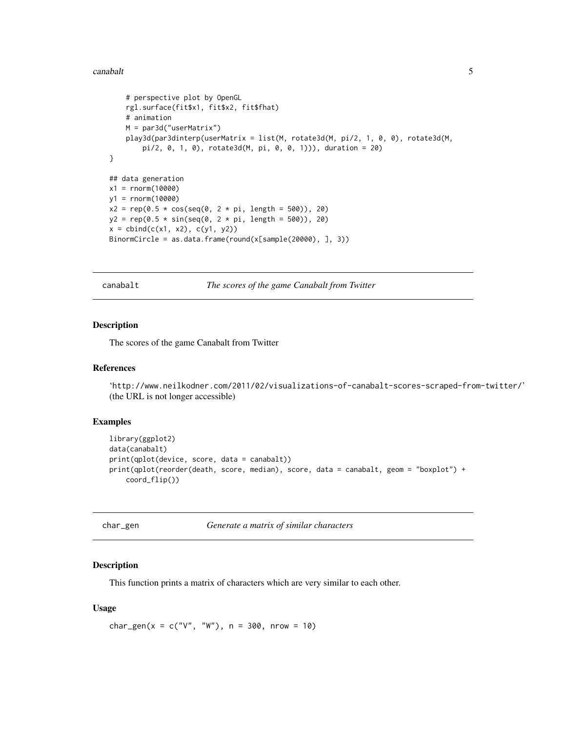```
    # perspective plot by OpenGL
    rgl.surface(fit$x1, fit$x2, fit$fhat)
    # animation
    M = par3d("userMatrix")
    play3d(par3dinterp(userMatrix = list(M, rotate3d(M, pi/2, 1, 0, 0), rotate3d(M,
        pi/2, 0, 1, 0), rotate3d(M, pi, 0, 0, 1))), duration = 20)
}

## data generation
x1 = rnorm(10000)
y1 = rnorm(10000)
x2 = rep(0.5 * cos(seq(0, 2 * pi, length = 500)), 20)
y2 = rep(0.5 * sin(seq(0, 2 * pi, length = 500)), 20)
x = cbind(c(x1, x2), c(y1, y2))
BinormCircle = as.data.frame(round(x[sample(20000), ], 3))
```

## canabalt — *The scores of the game Canabalt from Twitter*

### Description

The scores of the game Canabalt from Twitter

### References

'http://www.neilkodner.com/2011/02/visualizations-of-canabalt-scores-scraped-from-twitter/' (the URL is not longer accessible)

### Examples

```
library(ggplot2)
data(canabalt)
print(qplot(device, score, data = canabalt))
print(qplot(reorder(death, score, median), score, data = canabalt, geom = "boxplot") +
    coord_flip())
```

## char_gen — *Generate a matrix of similar characters*

### Description

This function prints a matrix of characters which are very similar to each other.

### Usage

```
char_gen(x = c("V", "W"), n = 300, nrow = 10)
```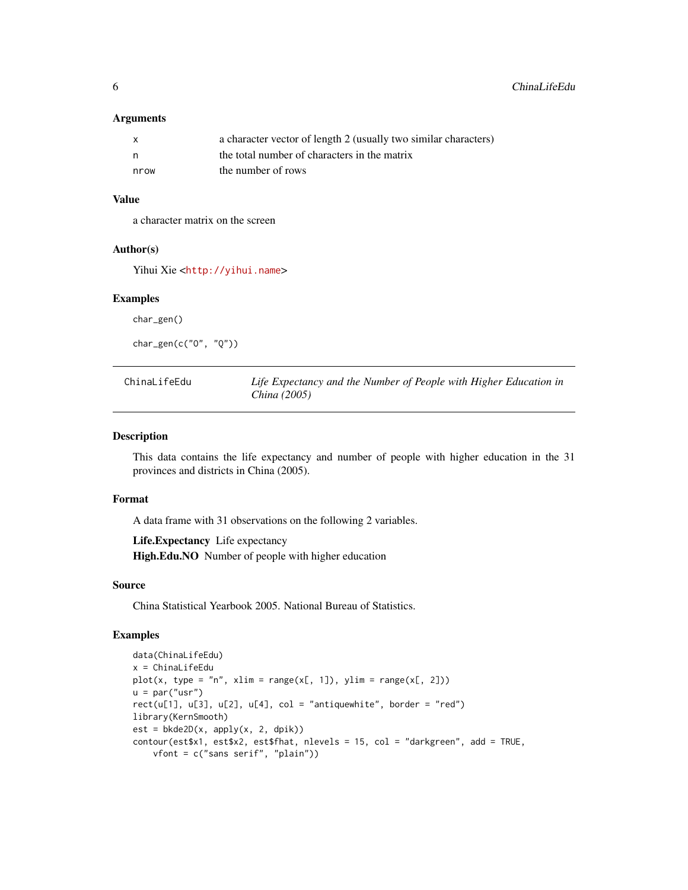### Arguments

| | |
|---|---|
| x | a character vector of length 2 (usually two similar characters) |
| n | the total number of characters in the matrix |
| nrow | the number of rows |

### Value

a character matrix on the screen

### Author(s)

Yihui Xie <http://yihui.name>

### Examples

```
char_gen()

char_gen(c("O", "Q"))
```

---

## ChinaLifeEdu — *Life Expectancy and the Number of People with Higher Education in China (2005)*

---

### Description

This data contains the life expectancy and number of people with higher education in the 31 provinces and districts in China (2005).

### Format

A data frame with 31 observations on the following 2 variables.

**Life.Expectancy** Life expectancy

**High.Edu.NO** Number of people with higher education

### Source

China Statistical Yearbook 2005. National Bureau of Statistics.

### Examples

```
data(ChinaLifeEdu)
x = ChinaLifeEdu
plot(x, type = "n", xlim = range(x[, 1]), ylim = range(x[, 2]))
u = par("usr")
rect(u[1], u[3], u[2], u[4], col = "antiquewhite", border = "red")
library(KernSmooth)
est = bkde2D(x, apply(x, 2, dpik))
contour(est$x1, est$x2, est$fhat, nlevels = 15, col = "darkgreen", add = TRUE,
    vfont = c("sans serif", "plain"))
```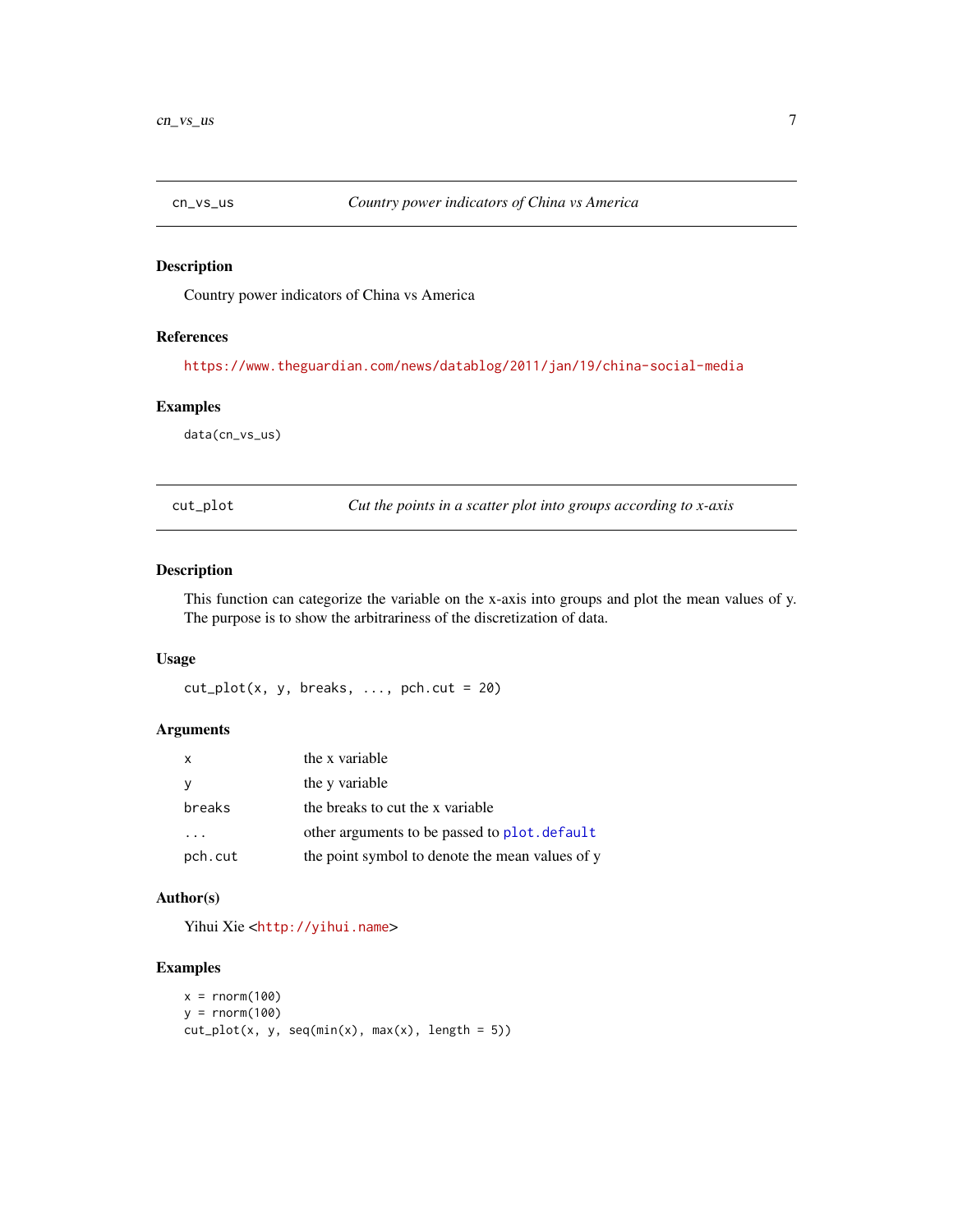## cn_vs_us — *Country power indicators of China vs America*

### Description

Country power indicators of China vs America

### References

https://www.theguardian.com/news/datablog/2011/jan/19/china-social-media

### Examples

```
data(cn_vs_us)
```

## cut_plot — *Cut the points in a scatter plot into groups according to x-axis*

### Description

This function can categorize the variable on the x-axis into groups and plot the mean values of y. The purpose is to show the arbitrariness of the discretization of data.

### Usage

```
cut_plot(x, y, breaks, ..., pch.cut = 20)
```

### Arguments

| | |
|---|---|
| x | the x variable |
| y | the y variable |
| breaks | the breaks to cut the x variable |
| ... | other arguments to be passed to plot.default |
| pch.cut | the point symbol to denote the mean values of y |

### Author(s)

Yihui Xie <http://yihui.name>

### Examples

```
x = rnorm(100)
y = rnorm(100)
cut_plot(x, y, seq(min(x), max(x), length = 5))
```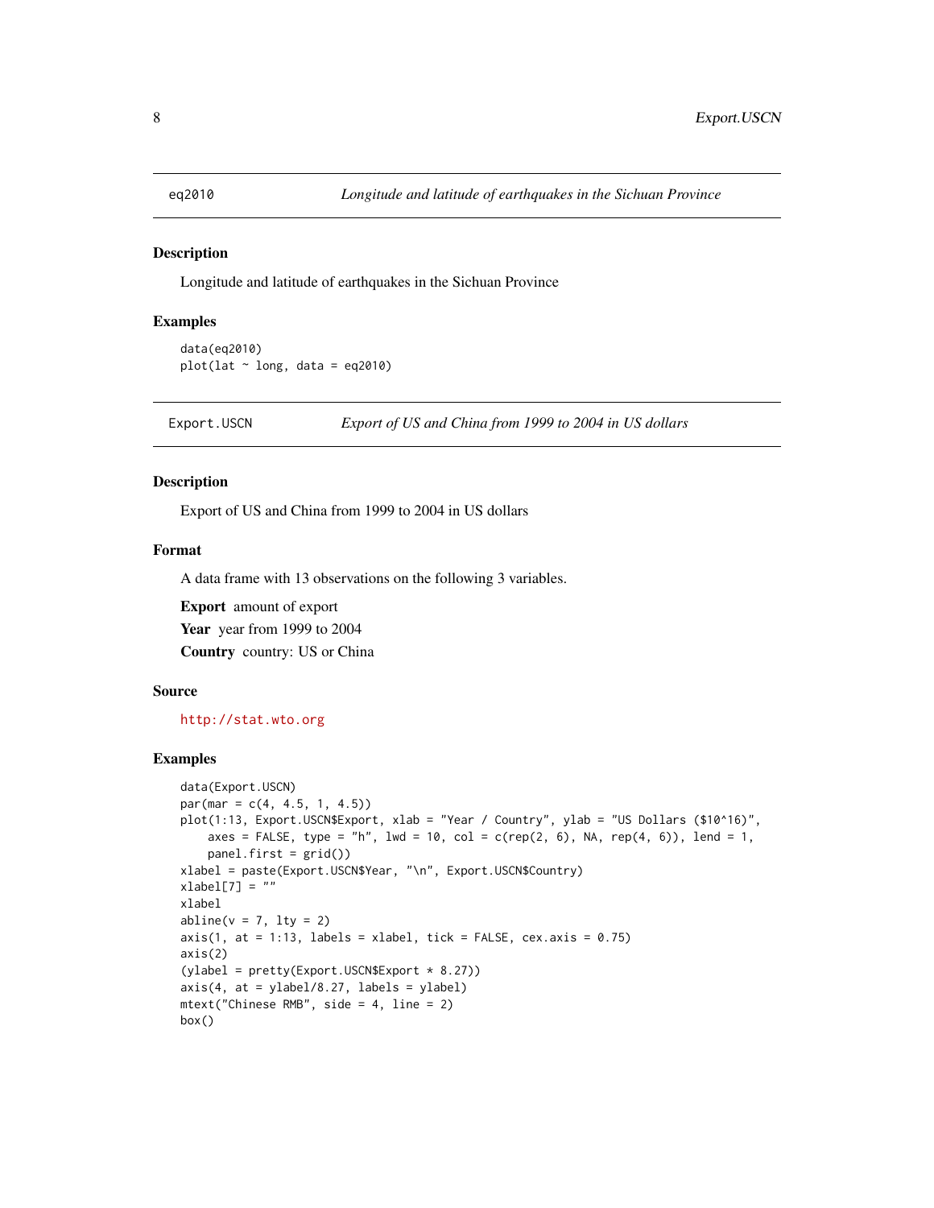## eq2010 — *Longitude and latitude of earthquakes in the Sichuan Province*

### Description

Longitude and latitude of earthquakes in the Sichuan Province

### Examples

```
data(eq2010)
plot(lat ~ long, data = eq2010)
```

## Export.USCN — *Export of US and China from 1999 to 2004 in US dollars*

### Description

Export of US and China from 1999 to 2004 in US dollars

### Format

A data frame with 13 observations on the following 3 variables.

**Export** amount of export

**Year** year from 1999 to 2004

**Country** country: US or China

### Source

http://stat.wto.org

### Examples

```
data(Export.USCN)
par(mar = c(4, 4.5, 1, 4.5))
plot(1:13, Export.USCN$Export, xlab = "Year / Country", ylab = "US Dollars ($10^16)",
    axes = FALSE, type = "h", lwd = 10, col = c(rep(2, 6), NA, rep(4, 6)), lend = 1,
    panel.first = grid())
xlabel = paste(Export.USCN$Year, "\n", Export.USCN$Country)
xlabel[7] = ""
xlabel
abline(v = 7, lty = 2)
axis(1, at = 1:13, labels = xlabel, tick = FALSE, cex.axis = 0.75)
axis(2)
(ylabel = pretty(Export.USCN$Export * 8.27))
axis(4, at = ylabel/8.27, labels = ylabel)
mtext("Chinese RMB", side = 4, line = 2)
box()
```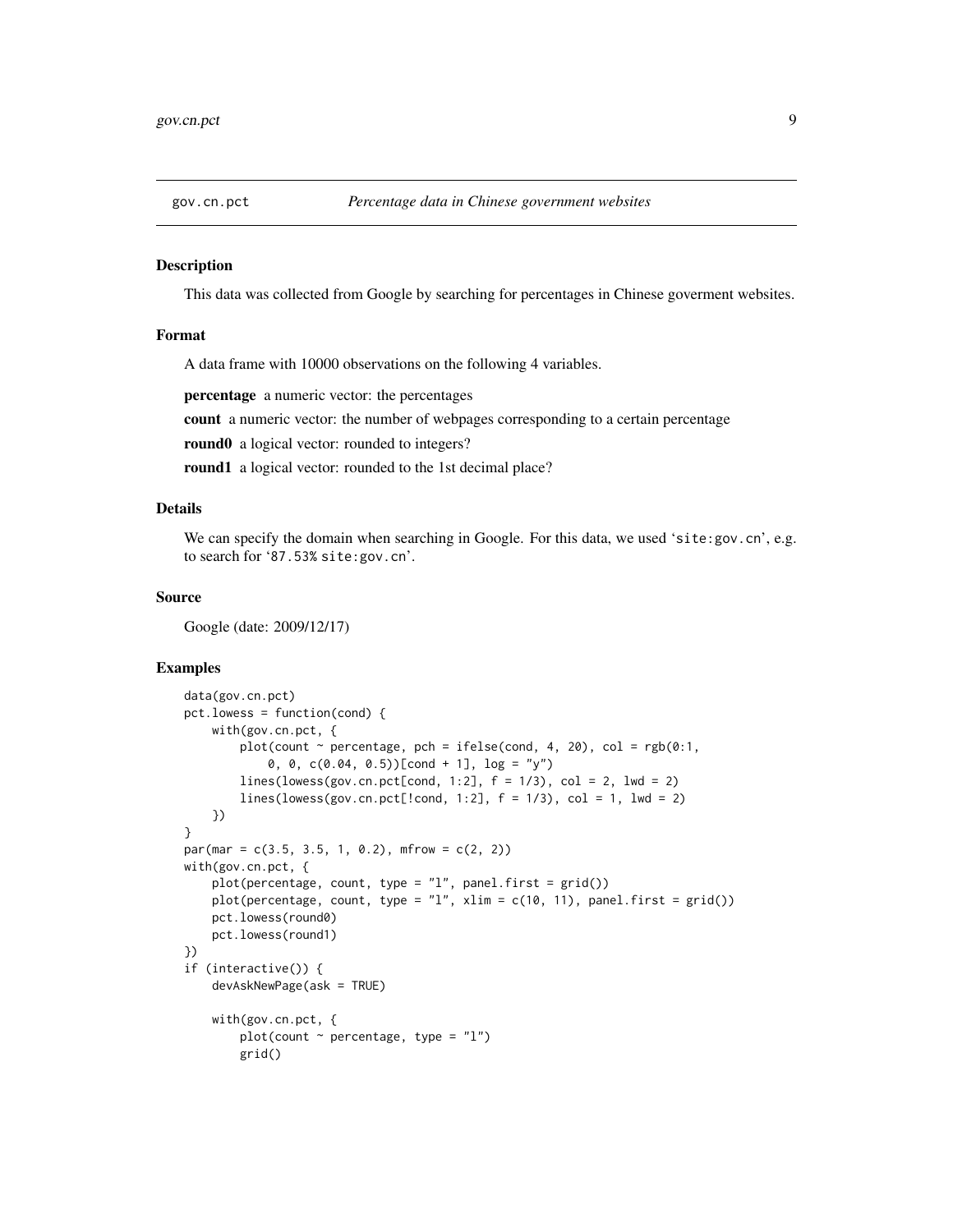## gov.cn.pct — *Percentage data in Chinese government websites*

### Description

This data was collected from Google by searching for percentages in Chinese goverment websites.

### Format

A data frame with 10000 observations on the following 4 variables.

**percentage** a numeric vector: the percentages

**count** a numeric vector: the number of webpages corresponding to a certain percentage

**round0** a logical vector: rounded to integers?

**round1** a logical vector: rounded to the 1st decimal place?

### Details

We can specify the domain when searching in Google. For this data, we used '`site:gov.cn`', e.g. to search for '`87.53% site:gov.cn`'.

### Source

Google (date: 2009/12/17)

### Examples

```
data(gov.cn.pct)
pct.lowess = function(cond) {
    with(gov.cn.pct, {
        plot(count ~ percentage, pch = ifelse(cond, 4, 20), col = rgb(0:1,
            0, 0, c(0.04, 0.5))[cond + 1], log = "y")
        lines(lowess(gov.cn.pct[cond, 1:2], f = 1/3), col = 2, lwd = 2)
        lines(lowess(gov.cn.pct[!cond, 1:2], f = 1/3), col = 1, lwd = 2)
    })
}
par(mar = c(3.5, 3.5, 1, 0.2), mfrow = c(2, 2))
with(gov.cn.pct, {
    plot(percentage, count, type = "l", panel.first = grid())
    plot(percentage, count, type = "l", xlim = c(10, 11), panel.first = grid())
    pct.lowess(round0)
    pct.lowess(round1)
})
if (interactive()) {
    devAskNewPage(ask = TRUE)

    with(gov.cn.pct, {
        plot(count ~ percentage, type = "l")
        grid()
```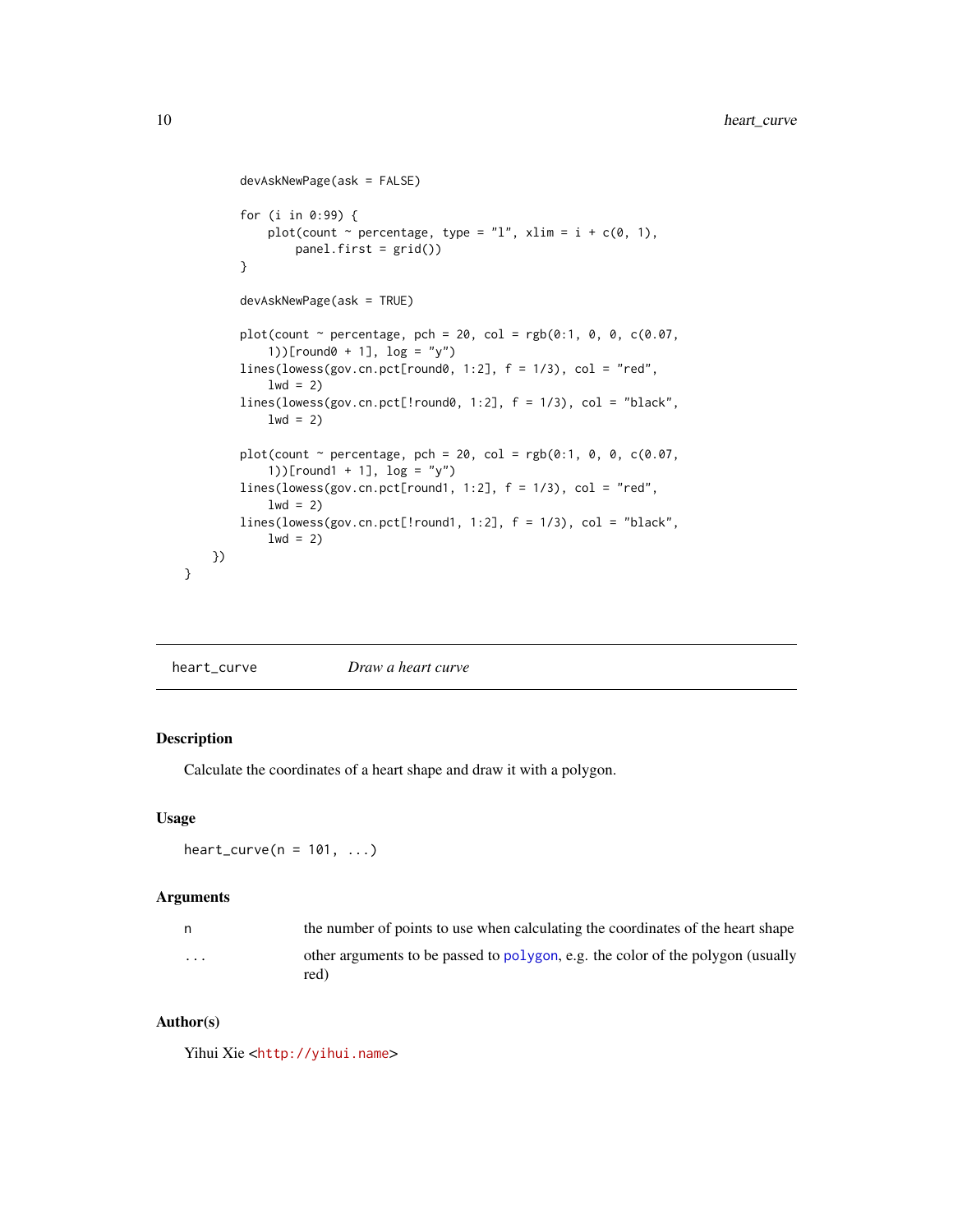```
        devAskNewPage(ask = FALSE)

        for (i in 0:99) {
            plot(count ~ percentage, type = "l", xlim = i + c(0, 1),
                panel.first = grid())
        }

        devAskNewPage(ask = TRUE)

        plot(count ~ percentage, pch = 20, col = rgb(0:1, 0, 0, c(0.07,
            1))[round0 + 1], log = "y")
        lines(lowess(gov.cn.pct[round0, 1:2], f = 1/3), col = "red",
            lwd = 2)
        lines(lowess(gov.cn.pct[!round0, 1:2], f = 1/3), col = "black",
            lwd = 2)

        plot(count ~ percentage, pch = 20, col = rgb(0:1, 0, 0, c(0.07,
            1))[round1 + 1], log = "y")
        lines(lowess(gov.cn.pct[round1, 1:2], f = 1/3), col = "red",
            lwd = 2)
        lines(lowess(gov.cn.pct[!round1, 1:2], f = 1/3), col = "black",
            lwd = 2)
    })
}
```

---

## heart_curve — *Draw a heart curve*

### Description

Calculate the coordinates of a heart shape and draw it with a polygon.

### Usage

```
heart_curve(n = 101, ...)
```

### Arguments

| | |
|---|---|
| `n` | the number of points to use when calculating the coordinates of the heart shape |
| `...` | other arguments to be passed to `polygon`, e.g. the color of the polygon (usually red) |

### Author(s)

Yihui Xie <http://yihui.name>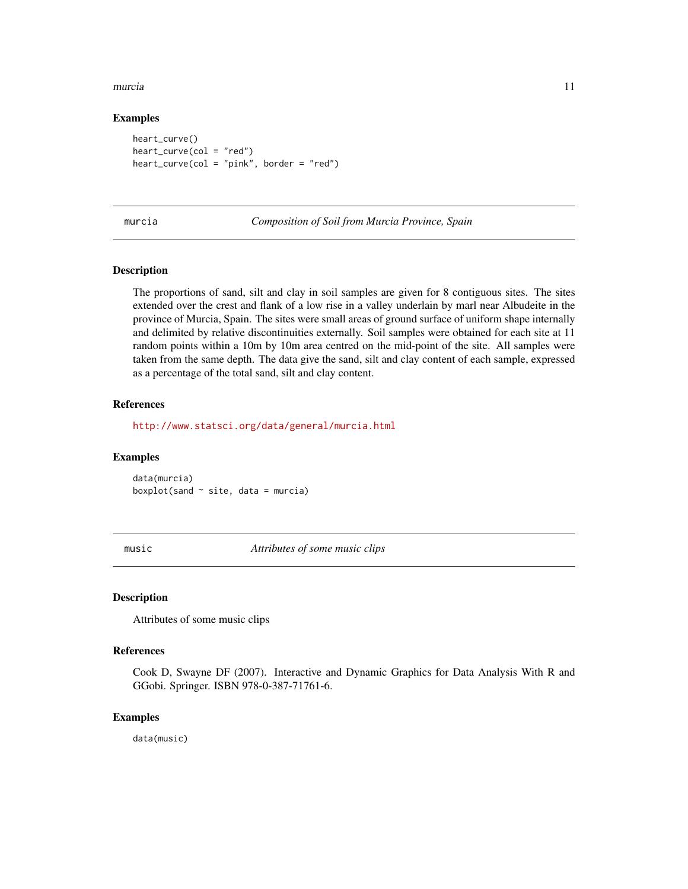### Examples

```
heart_curve()
heart_curve(col = "red")
heart_curve(col = "pink", border = "red")
```

## murcia — *Composition of Soil from Murcia Province, Spain*

### Description

The proportions of sand, silt and clay in soil samples are given for 8 contiguous sites. The sites extended over the crest and flank of a low rise in a valley underlain by marl near Albudeite in the province of Murcia, Spain. The sites were small areas of ground surface of uniform shape internally and delimited by relative discontinuities externally. Soil samples were obtained for each site at 11 random points within a 10m by 10m area centred on the mid-point of the site. All samples were taken from the same depth. The data give the sand, silt and clay content of each sample, expressed as a percentage of the total sand, silt and clay content.

### References

http://www.statsci.org/data/general/murcia.html

### Examples

```
data(murcia)
boxplot(sand ~ site, data = murcia)
```

## music — *Attributes of some music clips*

### Description

Attributes of some music clips

### References

Cook D, Swayne DF (2007). Interactive and Dynamic Graphics for Data Analysis With R and GGobi. Springer. ISBN 978-0-387-71761-6.

### Examples

```
data(music)
```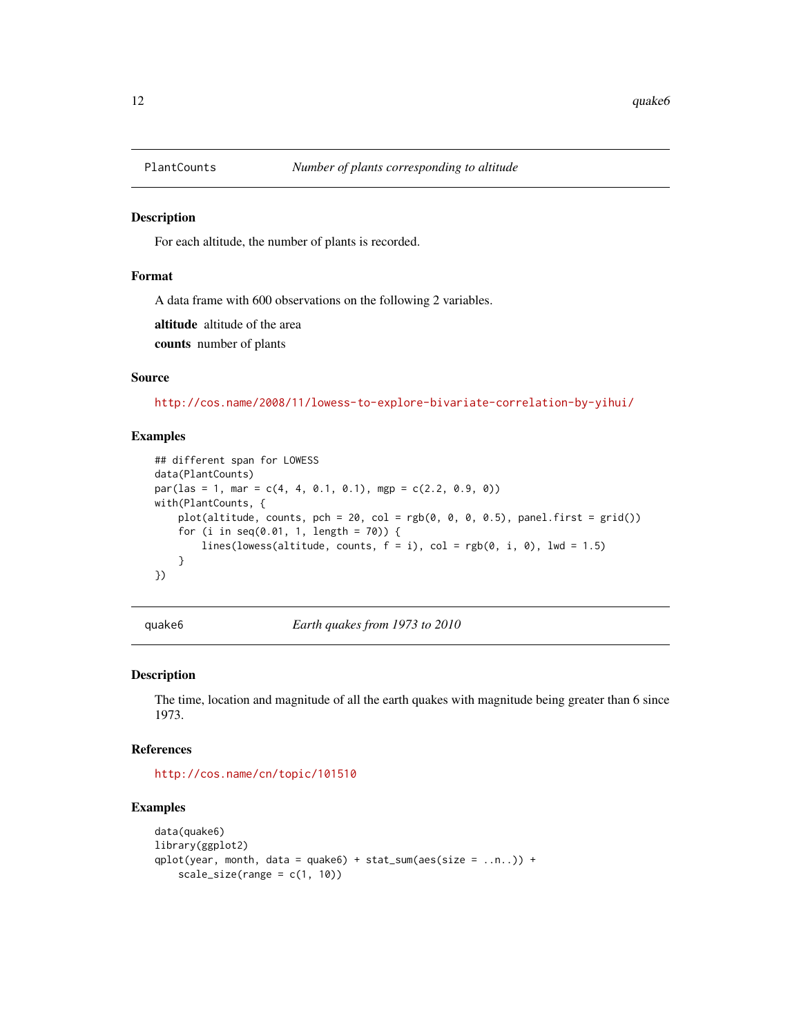## PlantCounts — *Number of plants corresponding to altitude*

### Description

For each altitude, the number of plants is recorded.

### Format

A data frame with 600 observations on the following 2 variables.

**altitude** altitude of the area

**counts** number of plants

### Source

http://cos.name/2008/11/lowess-to-explore-bivariate-correlation-by-yihui/

### Examples

```
## different span for LOWESS
data(PlantCounts)
par(las = 1, mar = c(4, 4, 0.1, 0.1), mgp = c(2.2, 0.9, 0))
with(PlantCounts, {
    plot(altitude, counts, pch = 20, col = rgb(0, 0, 0, 0.5), panel.first = grid())
    for (i in seq(0.01, 1, length = 70)) {
        lines(lowess(altitude, counts, f = i), col = rgb(0, i, 0), lwd = 1.5)
    }
})
```

## quake6 — *Earth quakes from 1973 to 2010*

### Description

The time, location and magnitude of all the earth quakes with magnitude being greater than 6 since 1973.

### References

http://cos.name/cn/topic/101510

### Examples

```
data(quake6)
library(ggplot2)
qplot(year, month, data = quake6) + stat_sum(aes(size = ..n..)) +
    scale_size(range = c(1, 10))
```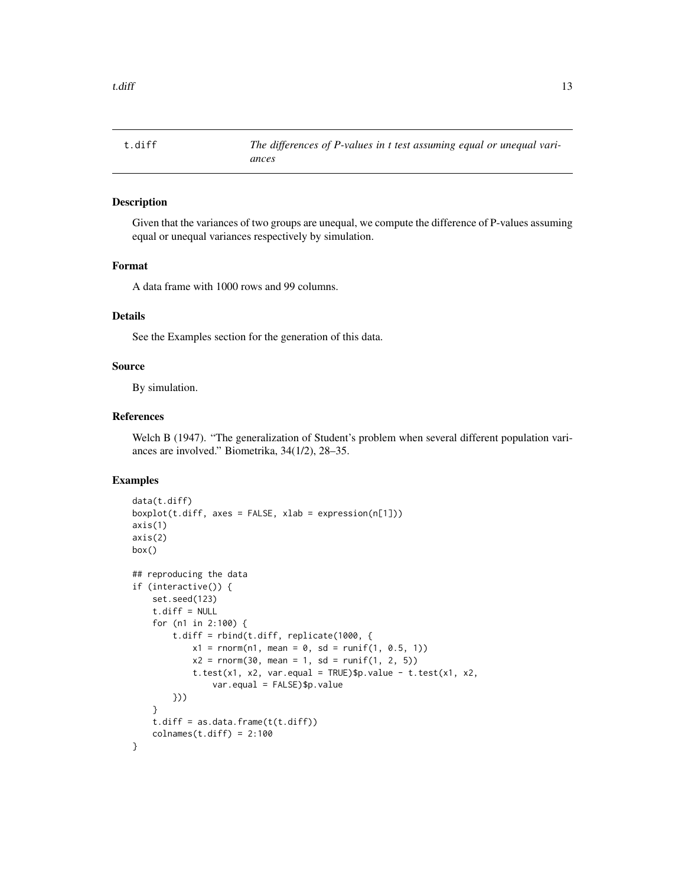t.diff — *The differences of P-values in t test assuming equal or unequal variances*

## Description

Given that the variances of two groups are unequal, we compute the difference of P-values assuming equal or unequal variances respectively by simulation.

## Format

A data frame with 1000 rows and 99 columns.

## Details

See the Examples section for the generation of this data.

## Source

By simulation.

## References

Welch B (1947). "The generalization of Student's problem when several different population variances are involved." Biometrika, 34(1/2), 28–35.

## Examples

```
data(t.diff)
boxplot(t.diff, axes = FALSE, xlab = expression(n[1]))
axis(1)
axis(2)
box()

## reproducing the data
if (interactive()) {
    set.seed(123)
    t.diff = NULL
    for (n1 in 2:100) {
        t.diff = rbind(t.diff, replicate(1000, {
            x1 = rnorm(n1, mean = 0, sd = runif(1, 0.5, 1))
            x2 = rnorm(30, mean = 1, sd = runif(1, 2, 5))
            t.test(x1, x2, var.equal = TRUE)$p.value - t.test(x1, x2,
                var.equal = FALSE)$p.value
        }))
    }
    t.diff = as.data.frame(t(t.diff))
    colnames(t.diff) = 2:100
}
```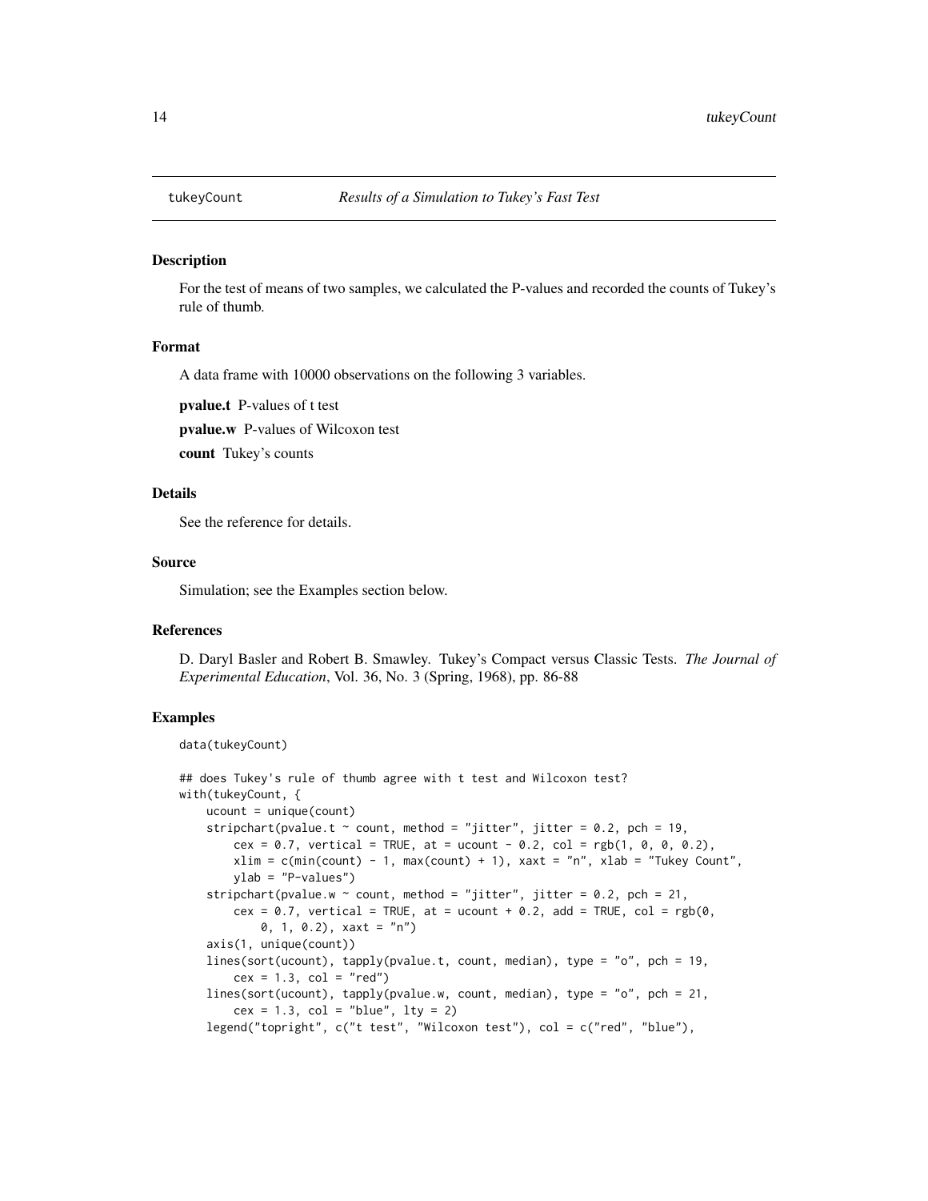## tukeyCount *Results of a Simulation to Tukey's Fast Test*

### Description

For the test of means of two samples, we calculated the P-values and recorded the counts of Tukey's rule of thumb.

### Format

A data frame with 10000 observations on the following 3 variables.

**pvalue.t** P-values of t test

**pvalue.w** P-values of Wilcoxon test

**count** Tukey's counts

### Details

See the reference for details.

### Source

Simulation; see the Examples section below.

### References

D. Daryl Basler and Robert B. Smawley. Tukey's Compact versus Classic Tests. *The Journal of Experimental Education*, Vol. 36, No. 3 (Spring, 1968), pp. 86-88

### Examples

```
data(tukeyCount)

## does Tukey's rule of thumb agree with t test and Wilcoxon test?
with(tukeyCount, {
    ucount = unique(count)
    stripchart(pvalue.t ~ count, method = "jitter", jitter = 0.2, pch = 19,
        cex = 0.7, vertical = TRUE, at = ucount - 0.2, col = rgb(1, 0, 0, 0.2),
        xlim = c(min(count) - 1, max(count) + 1), xaxt = "n", xlab = "Tukey Count",
        ylab = "P-values")
    stripchart(pvalue.w ~ count, method = "jitter", jitter = 0.2, pch = 21,
        cex = 0.7, vertical = TRUE, at = ucount + 0.2, add = TRUE, col = rgb(0,
            0, 1, 0.2), xaxt = "n")
    axis(1, unique(count))
    lines(sort(ucount), tapply(pvalue.t, count, median), type = "o", pch = 19,
        cex = 1.3, col = "red")
    lines(sort(ucount), tapply(pvalue.w, count, median), type = "o", pch = 21,
        cex = 1.3, col = "blue", lty = 2)
    legend("topright", c("t test", "Wilcoxon test"), col = c("red", "blue"),
```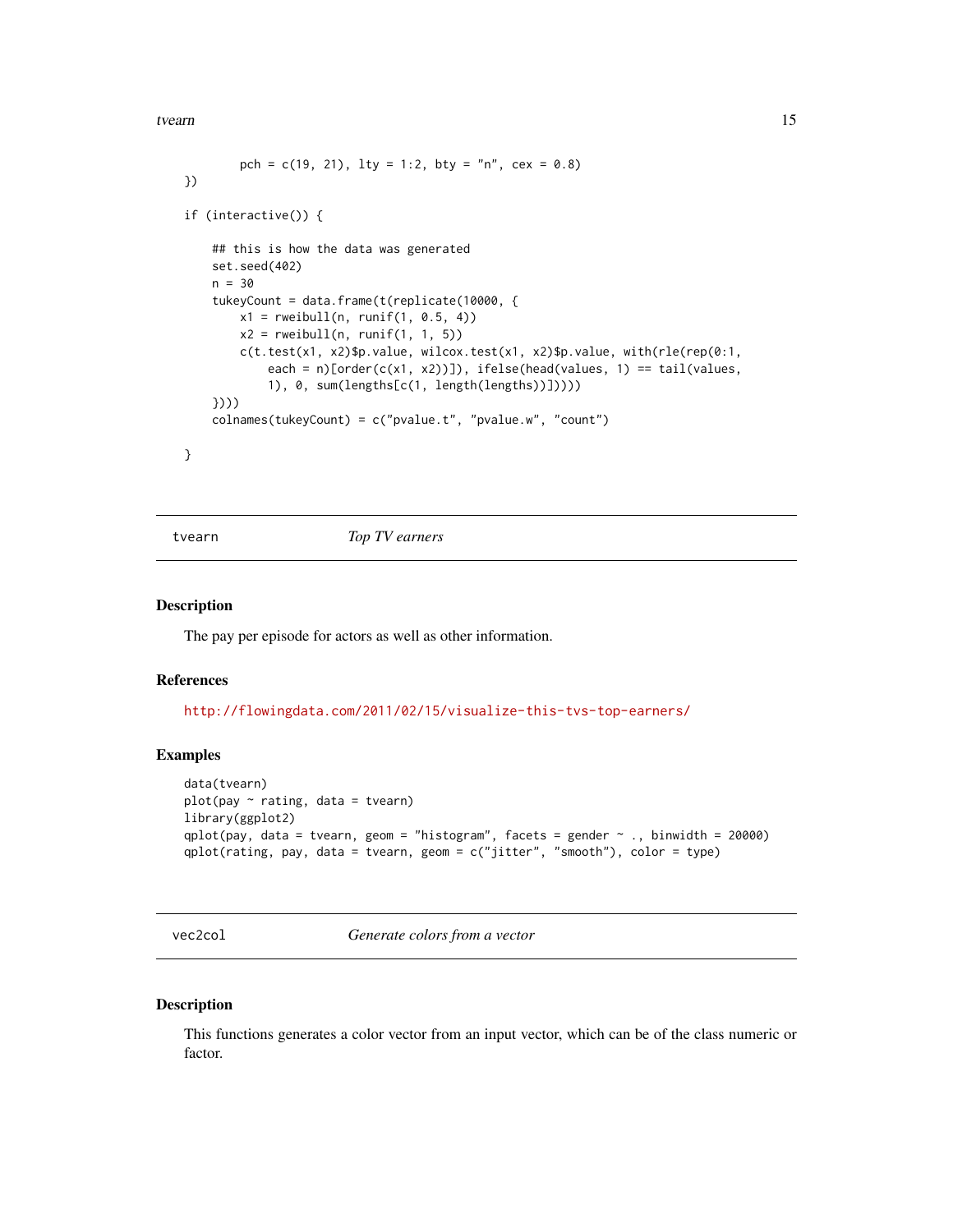```
        pch = c(19, 21), lty = 1:2, bty = "n", cex = 0.8)
})

if (interactive()) {

    ## this is how the data was generated
    set.seed(402)
    n = 30
    tukeyCount = data.frame(t(replicate(10000, {
        x1 = rweibull(n, runif(1, 0.5, 4))
        x2 = rweibull(n, runif(1, 1, 5))
        c(t.test(x1, x2)$p.value, wilcox.test(x1, x2)$p.value, with(rle(rep(0:1,
            each = n)[order(c(x1, x2))]), ifelse(head(values, 1) == tail(values,
            1), 0, sum(lengths[c(1, length(lengths))]))))
    })))
    colnames(tukeyCount) = c("pvalue.t", "pvalue.w", "count")

}
```

## tvearn — *Top TV earners*

### Description

The pay per episode for actors as well as other information.

### References

http://flowingdata.com/2011/02/15/visualize-this-tvs-top-earners/

### Examples

```
data(tvearn)
plot(pay ~ rating, data = tvearn)
library(ggplot2)
qplot(pay, data = tvearn, geom = "histogram", facets = gender ~ ., binwidth = 20000)
qplot(rating, pay, data = tvearn, geom = c("jitter", "smooth"), color = type)
```

## vec2col — *Generate colors from a vector*

### Description

This functions generates a color vector from an input vector, which can be of the class numeric or factor.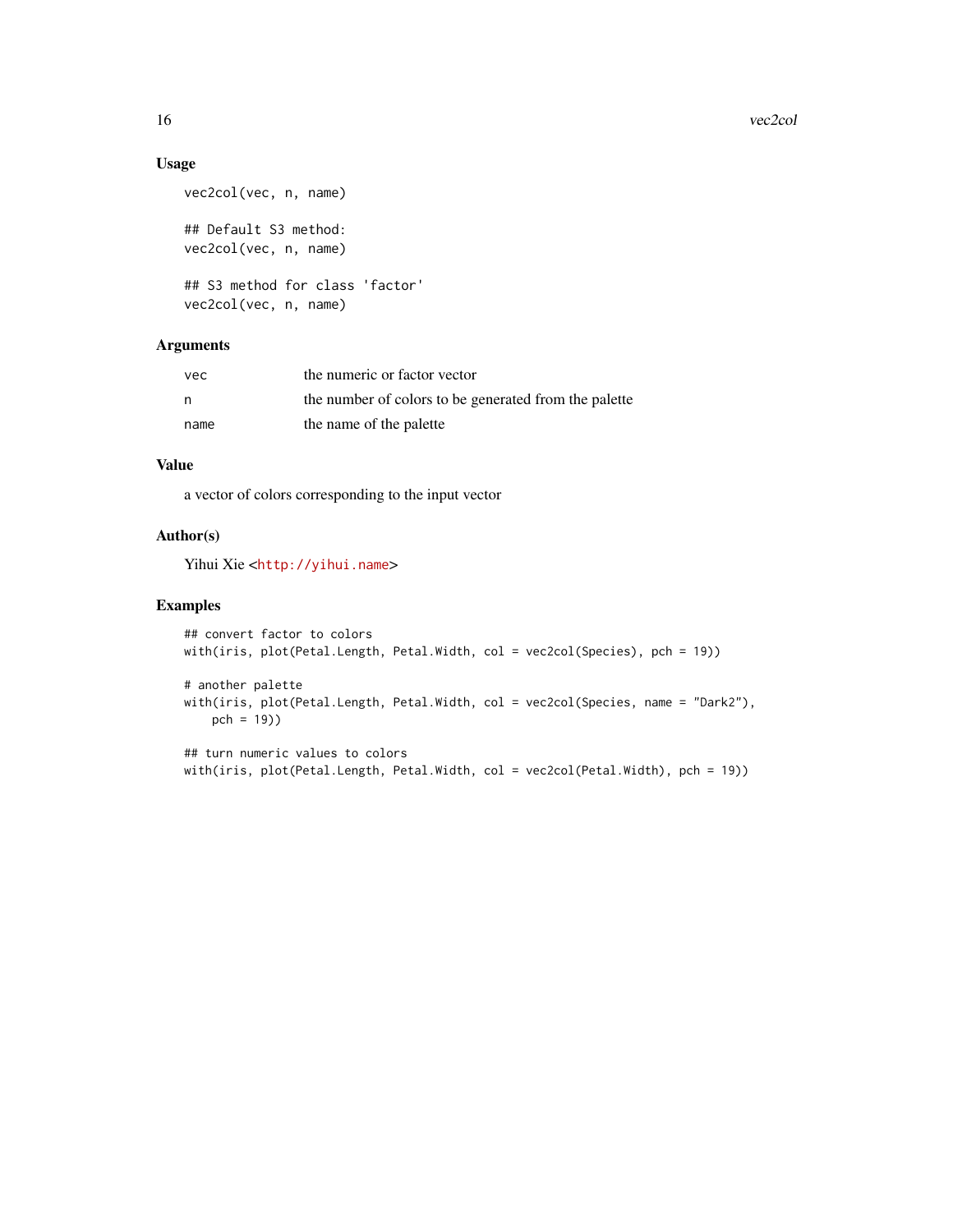### Usage

```
vec2col(vec, n, name)

## Default S3 method:
vec2col(vec, n, name)

## S3 method for class 'factor'
vec2col(vec, n, name)
```

### Arguments

| | |
|---|---|
| `vec` | the numeric or factor vector |
| `n` | the number of colors to be generated from the palette |
| `name` | the name of the palette |

### Value

a vector of colors corresponding to the input vector

### Author(s)

Yihui Xie <http://yihui.name>

### Examples

```
## convert factor to colors
with(iris, plot(Petal.Length, Petal.Width, col = vec2col(Species), pch = 19))

# another palette
with(iris, plot(Petal.Length, Petal.Width, col = vec2col(Species, name = "Dark2"),
    pch = 19))

## turn numeric values to colors
with(iris, plot(Petal.Length, Petal.Width, col = vec2col(Petal.Width), pch = 19))
```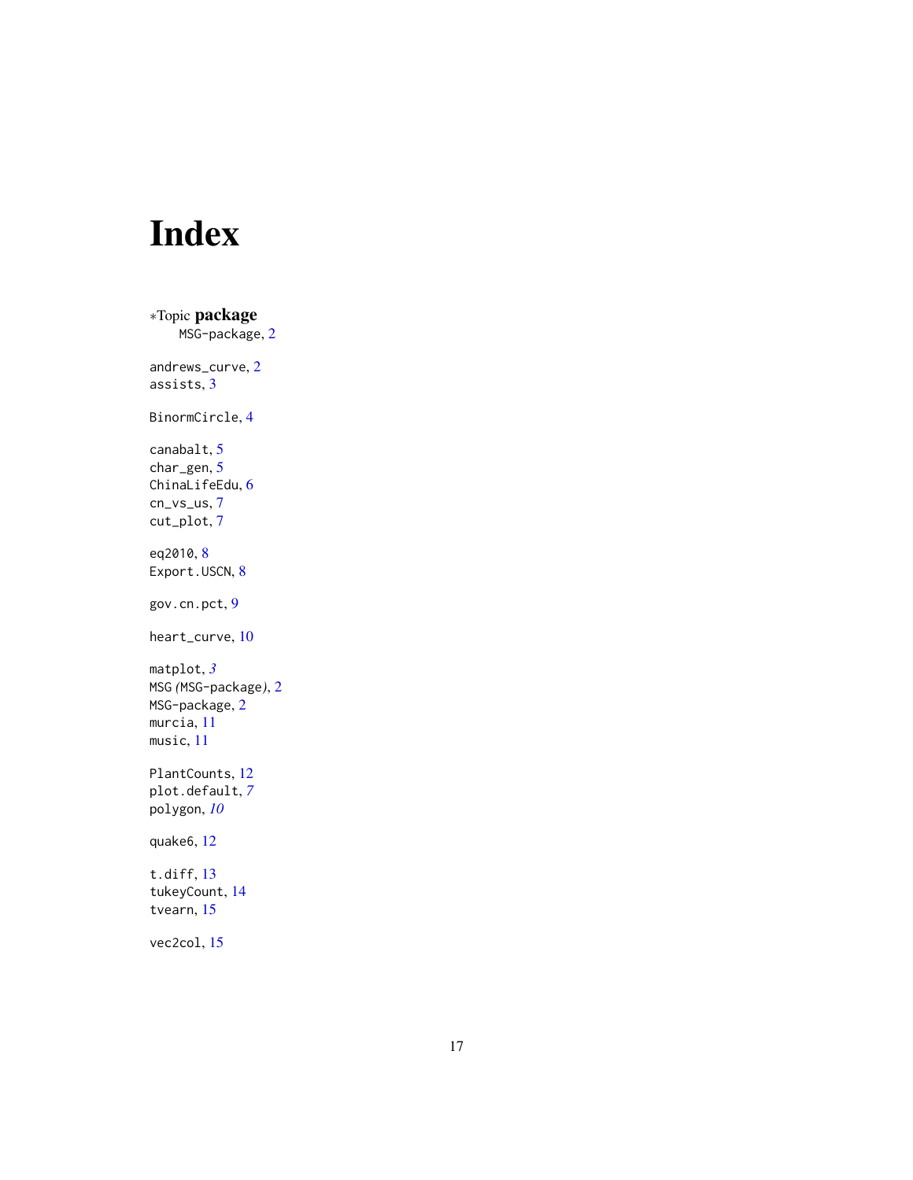# Index

*Topic **package**
    MSG-package, 2

andrews_curve, 2
assists, 3

BinormCircle, 4

canabalt, 5
char_gen, 5
ChinaLifeEdu, 6
cn_vs_us, 7
cut_plot, 7

eq2010, 8
Export.USCN, 8

gov.cn.pct, 9

heart_curve, 10

matplot, *3*
MSG (MSG-package), 2
MSG-package, 2
murcia, 11
music, 11

PlantCounts, 12
plot.default, *7*
polygon, *10*

quake6, 12

t.diff, 13
tukeyCount, 14
tvearn, 15

vec2col, 15